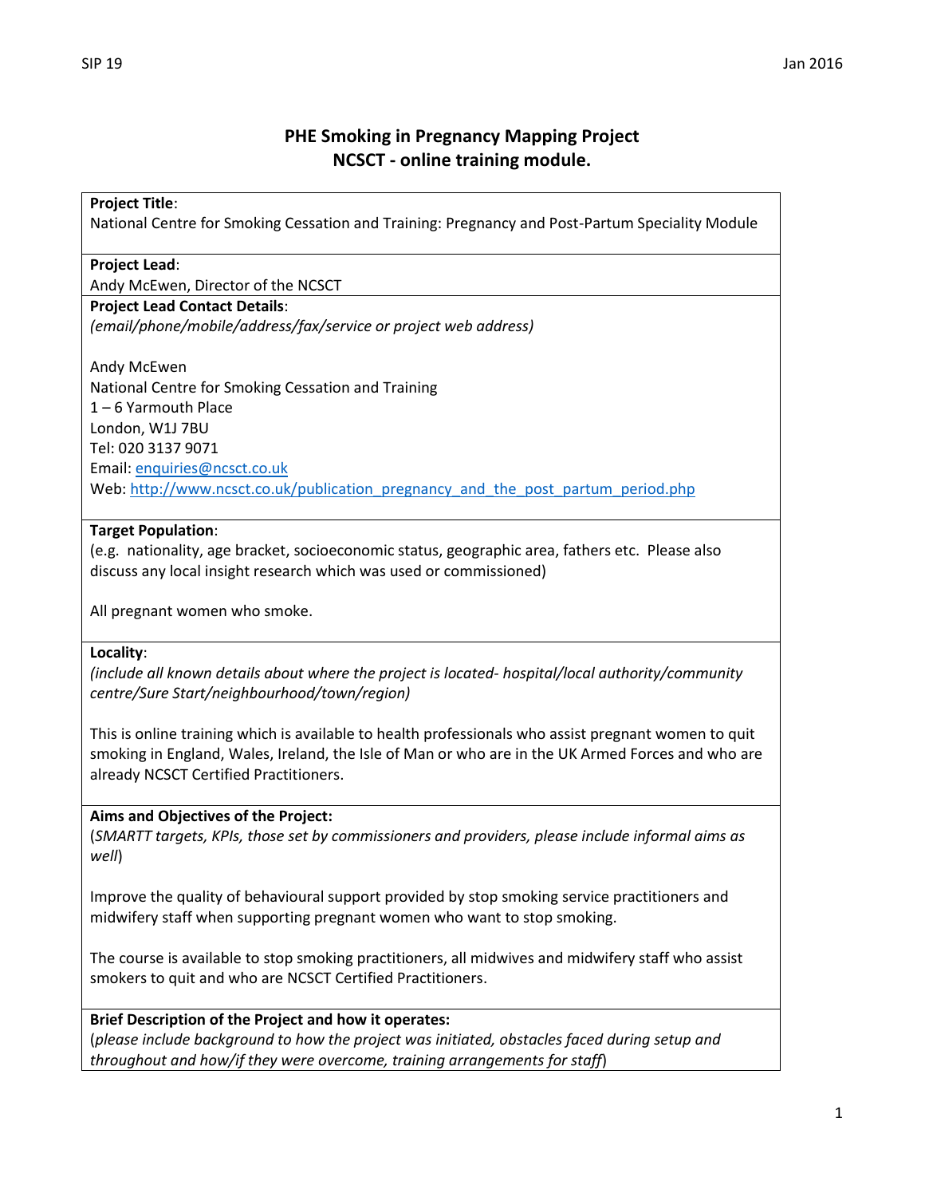# PHE Smoking in Pregnancy Mapping Project
## NCSCT - online training module.

**Project Title**:
National Centre for Smoking Cessation and Training: Pregnancy and Post-Partum Speciality Module

**Project Lead**:
Andy McEwen, Director of the NCSCT

**Project Lead Contact Details**:
*(email/phone/mobile/address/fax/service or project web address)*

Andy McEwen
National Centre for Smoking Cessation and Training
1 – 6 Yarmouth Place
London, W1J 7BU
Tel: 020 3137 9071
Email: enquiries@ncsct.co.uk
Web: http://www.ncsct.co.uk/publication_pregnancy_and_the_post_partum_period.php

**Target Population**:
(e.g. nationality, age bracket, socioeconomic status, geographic area, fathers etc. Please also discuss any local insight research which was used or commissioned)

All pregnant women who smoke.

**Locality**:
*(include all known details about where the project is located- hospital/local authority/community centre/Sure Start/neighbourhood/town/region)*

This is online training which is available to health professionals who assist pregnant women to quit smoking in England, Wales, Ireland, the Isle of Man or who are in the UK Armed Forces and who are already NCSCT Certified Practitioners.

**Aims and Objectives of the Project:**
(*SMARTT targets, KPIs, those set by commissioners and providers, please include informal aims as well*)

Improve the quality of behavioural support provided by stop smoking service practitioners and midwifery staff when supporting pregnant women who want to stop smoking.

The course is available to stop smoking practitioners, all midwives and midwifery staff who assist smokers to quit and who are NCSCT Certified Practitioners.

**Brief Description of the Project and how it operates:**
(*please include background to how the project was initiated, obstacles faced during setup and throughout and how/if they were overcome, training arrangements for staff*)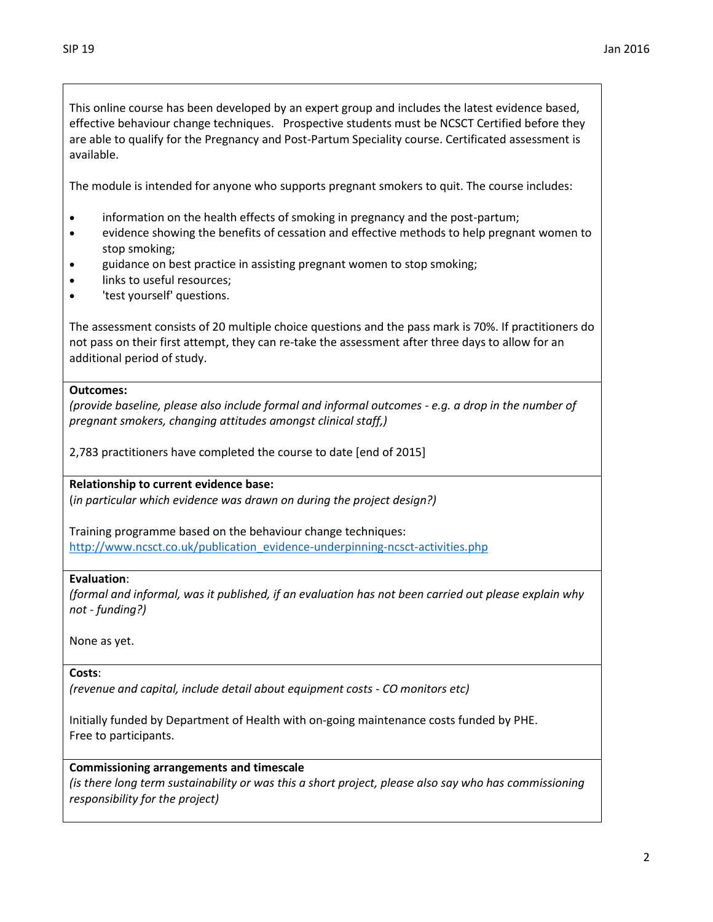This online course has been developed by an expert group and includes the latest evidence based, effective behaviour change techniques. Prospective students must be NCSCT Certified before they are able to qualify for the Pregnancy and Post-Partum Speciality course. Certificated assessment is available.

The module is intended for anyone who supports pregnant smokers to quit. The course includes:

- information on the health effects of smoking in pregnancy and the post-partum;
- evidence showing the benefits of cessation and effective methods to help pregnant women to stop smoking;
- guidance on best practice in assisting pregnant women to stop smoking;
- links to useful resources;
- 'test yourself' questions.

The assessment consists of 20 multiple choice questions and the pass mark is 70%. If practitioners do not pass on their first attempt, they can re-take the assessment after three days to allow for an additional period of study.

**Outcomes:**
*(provide baseline, please also include formal and informal outcomes - e.g. a drop in the number of pregnant smokers, changing attitudes amongst clinical staff,)*

2,783 practitioners have completed the course to date [end of 2015]

**Relationship to current evidence base:**
(*in particular which evidence was drawn on during the project design?)*

Training programme based on the behaviour change techniques:
http://www.ncsct.co.uk/publication_evidence-underpinning-ncsct-activities.php

**Evaluation**:
*(formal and informal, was it published, if an evaluation has not been carried out please explain why not - funding?)*

None as yet.

**Costs**:
*(revenue and capital, include detail about equipment costs - CO monitors etc)*

Initially funded by Department of Health with on-going maintenance costs funded by PHE.
Free to participants.

**Commissioning arrangements and timescale**
*(is there long term sustainability or was this a short project, please also say who has commissioning responsibility for the project)*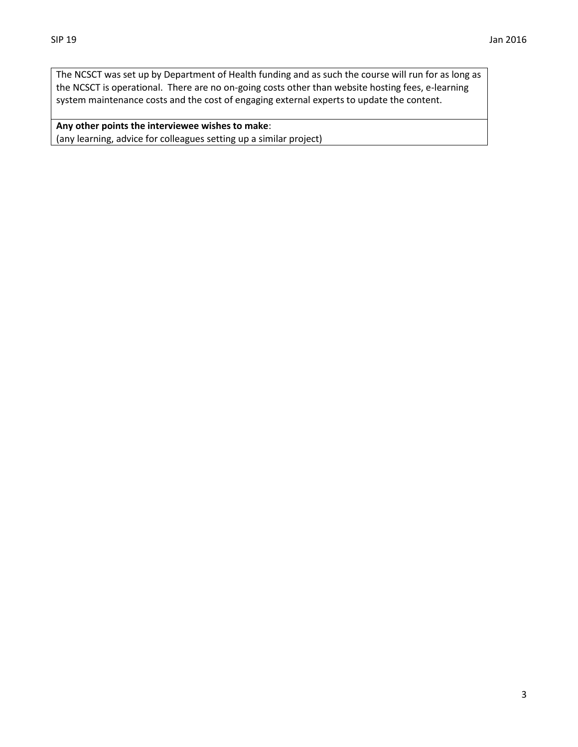The NCSCT was set up by Department of Health funding and as such the course will run for as long as the NCSCT is operational. There are no on-going costs other than website hosting fees, e-learning system maintenance costs and the cost of engaging external experts to update the content.

**Any other points the interviewee wishes to make**:
(any learning, advice for colleagues setting up a similar project)